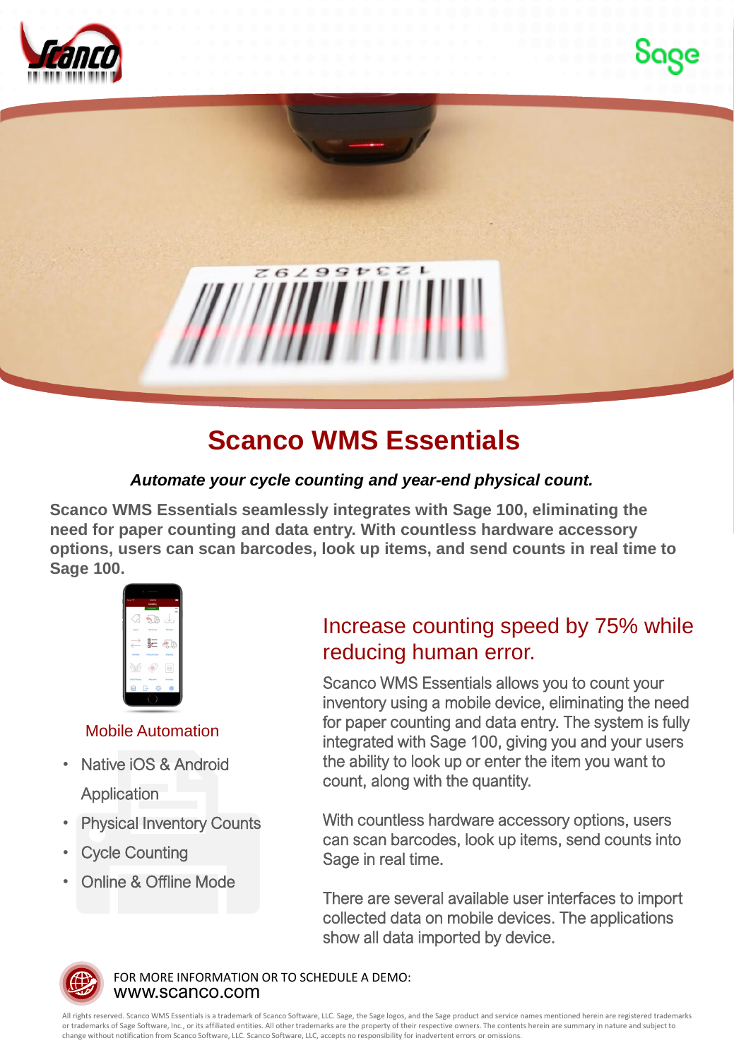# Scanco WMS Essentials

***Automate your cycle counting and year-end physical count.***

**Scanco WMS Essentials seamlessly integrates with Sage 100, eliminating the need for paper counting and data entry. With countless hardware accessory options, users can scan barcodes, look up items, and send counts in real time to Sage 100.**

### Mobile Automation

- Native iOS & Android Application
- Physical Inventory Counts
- Cycle Counting
- Online & Offline Mode

## Increase counting speed by 75% while reducing human error.

Scanco WMS Essentials allows you to count your inventory using a mobile device, eliminating the need for paper counting and data entry. The system is fully integrated with Sage 100, giving you and your users the ability to look up or enter the item you want to count, along with the quantity.

With countless hardware accessory options, users can scan barcodes, look up items, send counts into Sage in real time.

There are several available user interfaces to import collected data on mobile devices. The applications show all data imported by device.

FOR MORE INFORMATION OR TO SCHEDULE A DEMO:
www.scanco.com

All rights reserved. Scanco WMS Essentials is a trademark of Scanco Software, LLC. Sage, the Sage logos, and the Sage product and service names mentioned herein are registered trademarks or trademarks of Sage Software, Inc., or its affiliated entities. All other trademarks are the property of their respective owners. The contents herein are summary in nature and subject to change without notification from Scanco Software, LLC. Scanco Software, LLC, accepts no responsibility for inadvertent errors or omissions.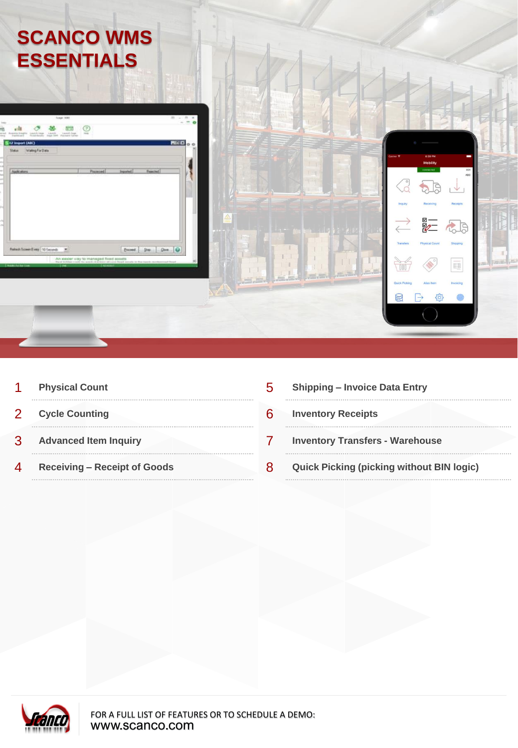# SCANCO WMS ESSENTIALS

1. Physical Count
2. Cycle Counting
3. Advanced Item Inquiry
4. Receiving – Receipt of Goods
5. Shipping – Invoice Data Entry
6. Inventory Receipts
7. Inventory Transfers - Warehouse
8. Quick Picking (picking without BIN logic)

FOR A FULL LIST OF FEATURES OR TO SCHEDULE A DEMO:
www.scanco.com